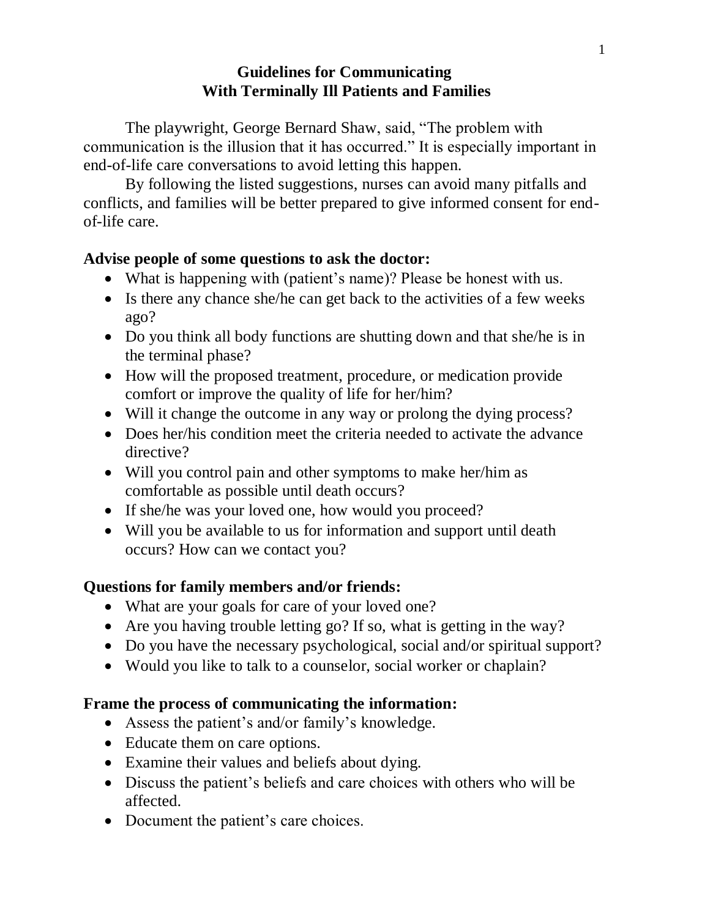# Guidelines for Communicating With Terminally Ill Patients and Families

The playwright, George Bernard Shaw, said, "The problem with communication is the illusion that it has occurred." It is especially important in end-of-life care conversations to avoid letting this happen.

By following the listed suggestions, nurses can avoid many pitfalls and conflicts, and families will be better prepared to give informed consent for end-of-life care.

**Advise people of some questions to ask the doctor:**

- What is happening with (patient's name)? Please be honest with us.
- Is there any chance she/he can get back to the activities of a few weeks ago?
- Do you think all body functions are shutting down and that she/he is in the terminal phase?
- How will the proposed treatment, procedure, or medication provide comfort or improve the quality of life for her/him?
- Will it change the outcome in any way or prolong the dying process?
- Does her/his condition meet the criteria needed to activate the advance directive?
- Will you control pain and other symptoms to make her/him as comfortable as possible until death occurs?
- If she/he was your loved one, how would you proceed?
- Will you be available to us for information and support until death occurs? How can we contact you?

**Questions for family members and/or friends:**

- What are your goals for care of your loved one?
- Are you having trouble letting go? If so, what is getting in the way?
- Do you have the necessary psychological, social and/or spiritual support?
- Would you like to talk to a counselor, social worker or chaplain?

**Frame the process of communicating the information:**

- Assess the patient's and/or family's knowledge.
- Educate them on care options.
- Examine their values and beliefs about dying.
- Discuss the patient's beliefs and care choices with others who will be affected.
- Document the patient's care choices.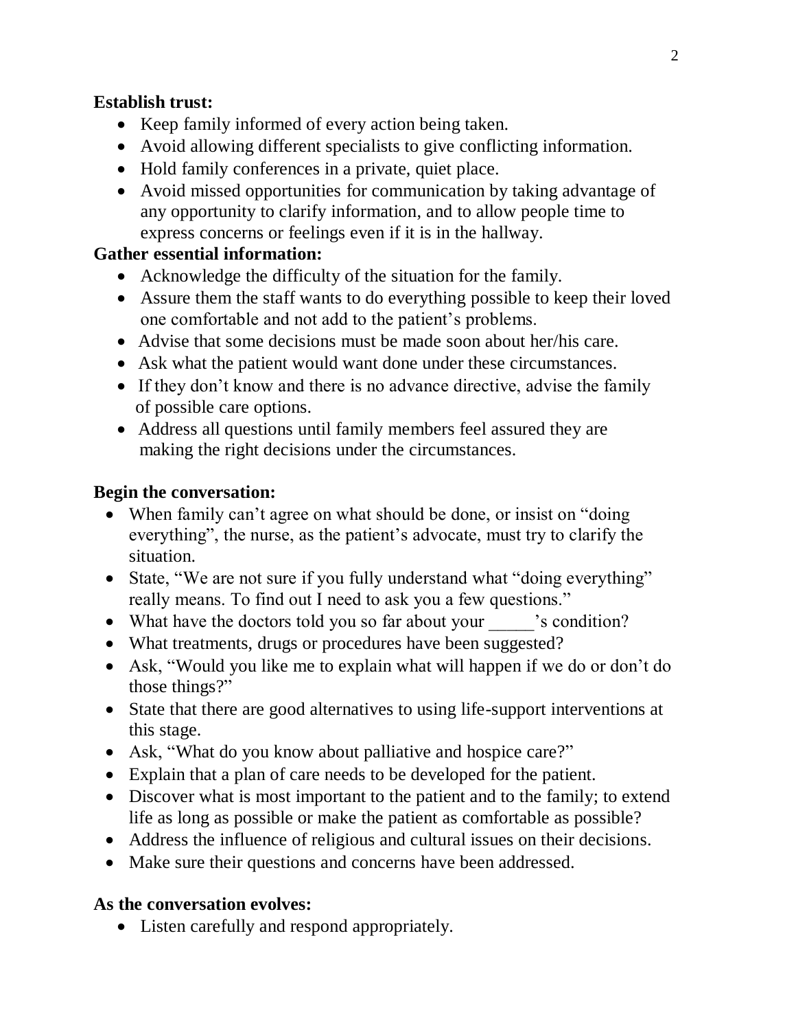**Establish trust:**

- Keep family informed of every action being taken.
- Avoid allowing different specialists to give conflicting information.
- Hold family conferences in a private, quiet place.
- Avoid missed opportunities for communication by taking advantage of any opportunity to clarify information, and to allow people time to express concerns or feelings even if it is in the hallway.

**Gather essential information:**

- Acknowledge the difficulty of the situation for the family.
- Assure them the staff wants to do everything possible to keep their loved one comfortable and not add to the patient's problems.
- Advise that some decisions must be made soon about her/his care.
- Ask what the patient would want done under these circumstances.
- If they don't know and there is no advance directive, advise the family of possible care options.
- Address all questions until family members feel assured they are making the right decisions under the circumstances.

**Begin the conversation:**

- When family can't agree on what should be done, or insist on "doing everything", the nurse, as the patient's advocate, must try to clarify the situation.
- State, "We are not sure if you fully understand what "doing everything" really means. To find out I need to ask you a few questions."
- What have the doctors told you so far about your _____'s condition?
- What treatments, drugs or procedures have been suggested?
- Ask, "Would you like me to explain what will happen if we do or don't do those things?"
- State that there are good alternatives to using life-support interventions at this stage.
- Ask, "What do you know about palliative and hospice care?"
- Explain that a plan of care needs to be developed for the patient.
- Discover what is most important to the patient and to the family; to extend life as long as possible or make the patient as comfortable as possible?
- Address the influence of religious and cultural issues on their decisions.
- Make sure their questions and concerns have been addressed.

**As the conversation evolves:**

- Listen carefully and respond appropriately.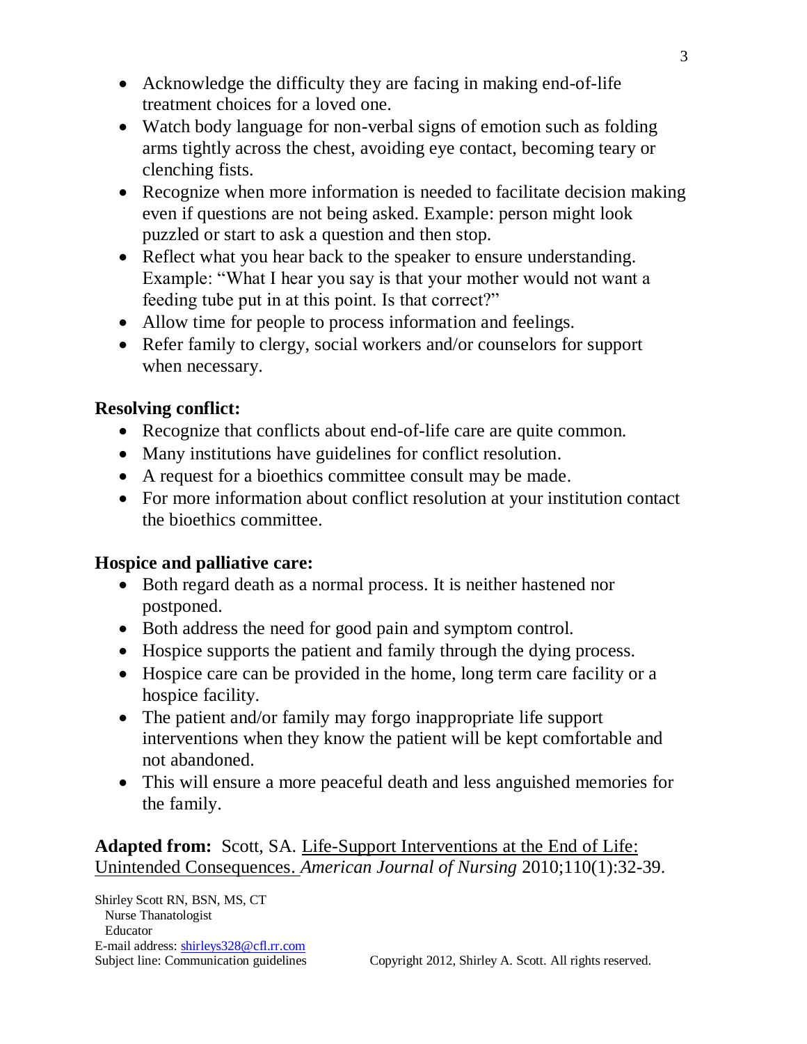- Acknowledge the difficulty they are facing in making end-of-life treatment choices for a loved one.
- Watch body language for non-verbal signs of emotion such as folding arms tightly across the chest, avoiding eye contact, becoming teary or clenching fists.
- Recognize when more information is needed to facilitate decision making even if questions are not being asked. Example: person might look puzzled or start to ask a question and then stop.
- Reflect what you hear back to the speaker to ensure understanding. Example: "What I hear you say is that your mother would not want a feeding tube put in at this point. Is that correct?"
- Allow time for people to process information and feelings.
- Refer family to clergy, social workers and/or counselors for support when necessary.

**Resolving conflict:**

- Recognize that conflicts about end-of-life care are quite common.
- Many institutions have guidelines for conflict resolution.
- A request for a bioethics committee consult may be made.
- For more information about conflict resolution at your institution contact the bioethics committee.

**Hospice and palliative care:**

- Both regard death as a normal process. It is neither hastened nor postponed.
- Both address the need for good pain and symptom control.
- Hospice supports the patient and family through the dying process.
- Hospice care can be provided in the home, long term care facility or a hospice facility.
- The patient and/or family may forgo inappropriate life support interventions when they know the patient will be kept comfortable and not abandoned.
- This will ensure a more peaceful death and less anguished memories for the family.

**Adapted from:** Scott, SA. Life-Support Interventions at the End of Life: Unintended Consequences. *American Journal of Nursing* 2010;110(1):32-39.

Shirley Scott RN, BSN, MS, CT
Nurse Thanatologist
Educator
E-mail address: shirleys328@cfl.rr.com
Subject line: Communication guidelines

Copyright 2012, Shirley A. Scott. All rights reserved.